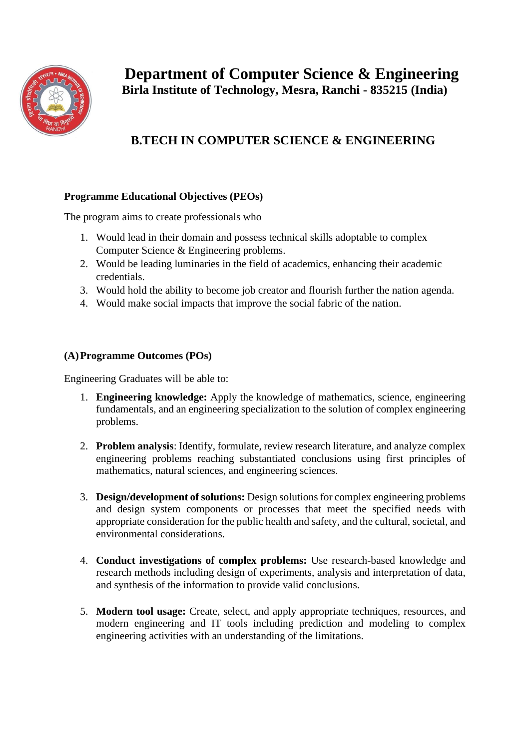# Department of Computer Science & Engineering

**Birla Institute of Technology, Mesra, Ranchi - 835215 (India)**

## B.TECH IN COMPUTER SCIENCE & ENGINEERING

### Programme Educational Objectives (PEOs)

The program aims to create professionals who

1. Would lead in their domain and possess technical skills adoptable to complex Computer Science & Engineering problems.
2. Would be leading luminaries in the field of academics, enhancing their academic credentials.
3. Would hold the ability to become job creator and flourish further the nation agenda.
4. Would make social impacts that improve the social fabric of the nation.

### (A) Programme Outcomes (POs)

Engineering Graduates will be able to:

1. **Engineering knowledge:** Apply the knowledge of mathematics, science, engineering fundamentals, and an engineering specialization to the solution of complex engineering problems.

2. **Problem analysis**: Identify, formulate, review research literature, and analyze complex engineering problems reaching substantiated conclusions using first principles of mathematics, natural sciences, and engineering sciences.

3. **Design/development of solutions:** Design solutions for complex engineering problems and design system components or processes that meet the specified needs with appropriate consideration for the public health and safety, and the cultural, societal, and environmental considerations.

4. **Conduct investigations of complex problems:** Use research-based knowledge and research methods including design of experiments, analysis and interpretation of data, and synthesis of the information to provide valid conclusions.

5. **Modern tool usage:** Create, select, and apply appropriate techniques, resources, and modern engineering and IT tools including prediction and modeling to complex engineering activities with an understanding of the limitations.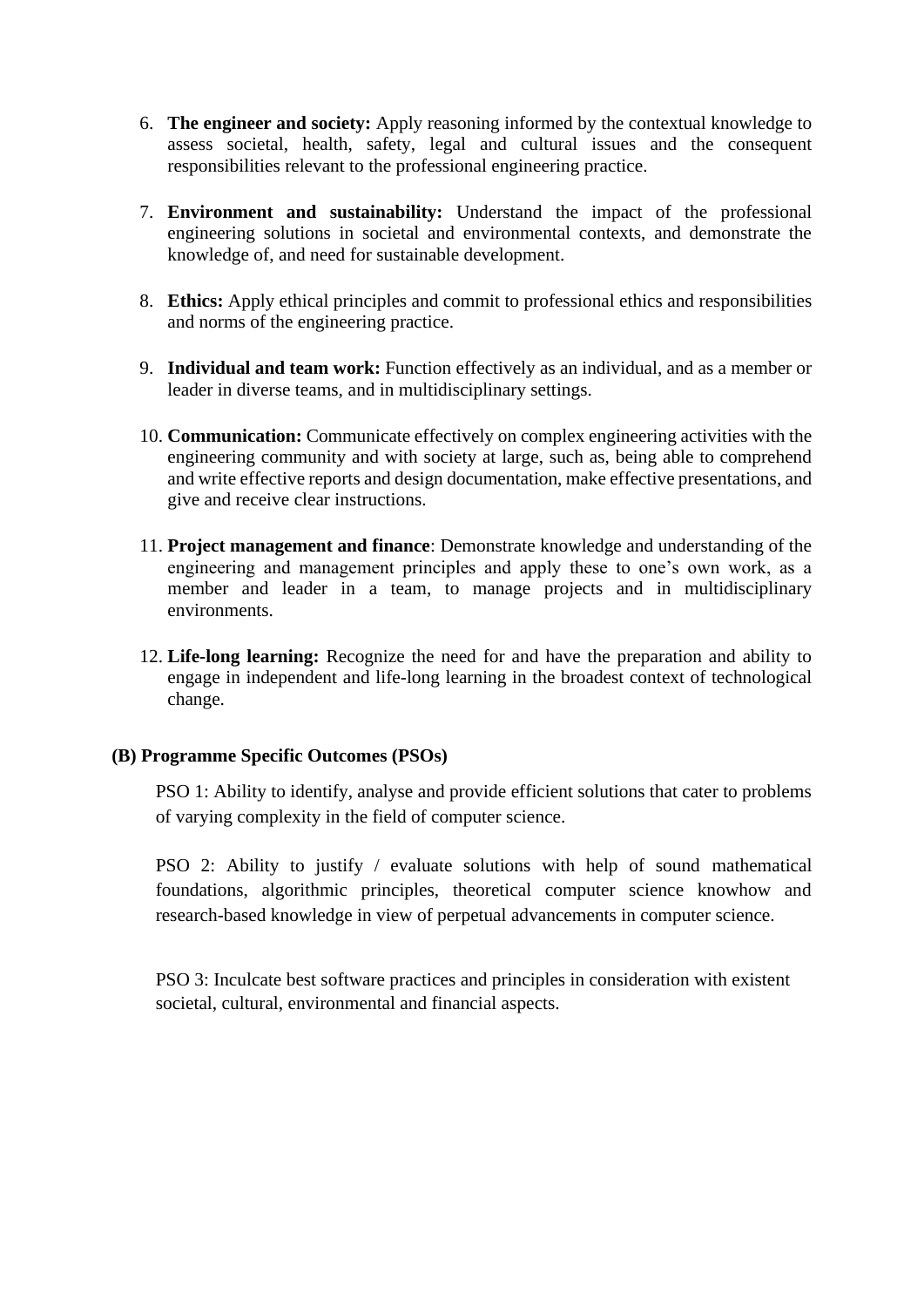6. **The engineer and society:** Apply reasoning informed by the contextual knowledge to assess societal, health, safety, legal and cultural issues and the consequent responsibilities relevant to the professional engineering practice.

7. **Environment and sustainability:** Understand the impact of the professional engineering solutions in societal and environmental contexts, and demonstrate the knowledge of, and need for sustainable development.

8. **Ethics:** Apply ethical principles and commit to professional ethics and responsibilities and norms of the engineering practice.

9. **Individual and team work:** Function effectively as an individual, and as a member or leader in diverse teams, and in multidisciplinary settings.

10. **Communication:** Communicate effectively on complex engineering activities with the engineering community and with society at large, such as, being able to comprehend and write effective reports and design documentation, make effective presentations, and give and receive clear instructions.

11. **Project management and finance**: Demonstrate knowledge and understanding of the engineering and management principles and apply these to one's own work, as a member and leader in a team, to manage projects and in multidisciplinary environments.

12. **Life-long learning:** Recognize the need for and have the preparation and ability to engage in independent and life-long learning in the broadest context of technological change.

**(B) Programme Specific Outcomes (PSOs)**

PSO 1: Ability to identify, analyse and provide efficient solutions that cater to problems of varying complexity in the field of computer science.

PSO 2: Ability to justify / evaluate solutions with help of sound mathematical foundations, algorithmic principles, theoretical computer science knowhow and research-based knowledge in view of perpetual advancements in computer science.

PSO 3: Inculcate best software practices and principles in consideration with existent societal, cultural, environmental and financial aspects.